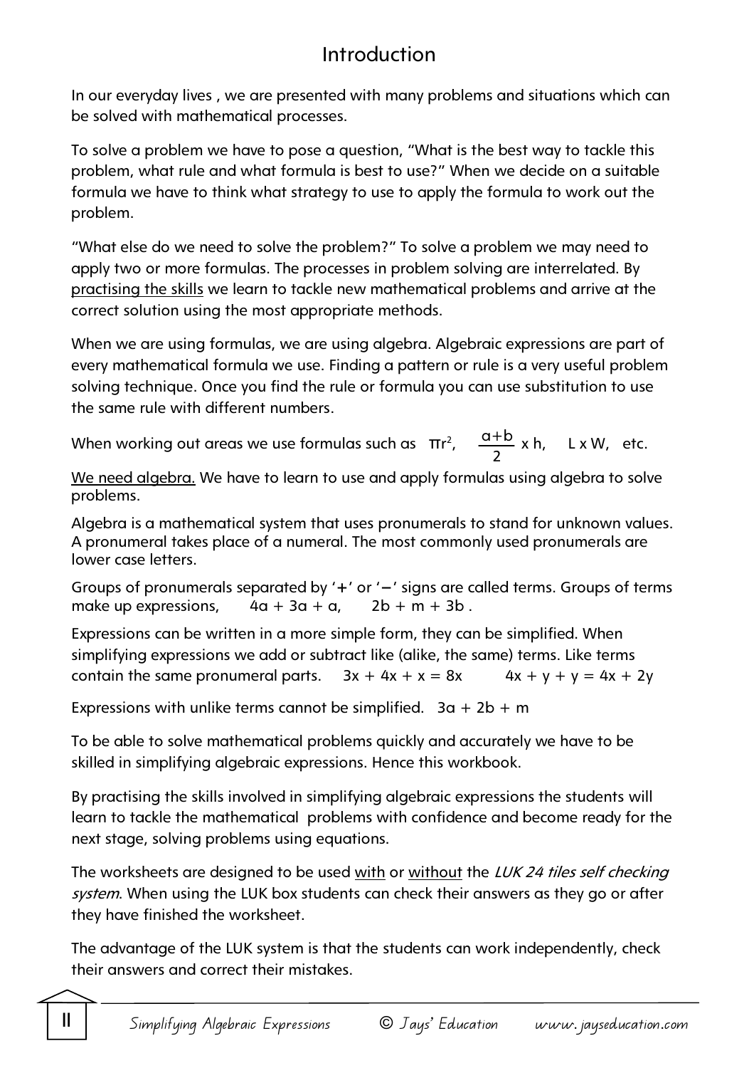# Introduction

In our everyday lives , we are presented with many problems and situations which can be solved with mathematical processes.

To solve a problem we have to pose a question, "What is the best way to tackle this problem, what rule and what formula is best to use?" When we decide on a suitable formula we have to think what strategy to use to apply the formula to work out the problem.

"What else do we need to solve the problem?" To solve a problem we may need to apply two or more formulas. The processes in problem solving are interrelated. By practising the skills we learn to tackle new mathematical problems and arrive at the correct solution using the most appropriate methods.

When we are using formulas, we are using algebra. Algebraic expressions are part of every mathematical formula we use. Finding a pattern or rule is a very useful problem solving technique. Once you find the rule or formula you can use substitution to use the same rule with different numbers.

When working out areas we use formulas such as $\pi r^2$, $\frac{a+b}{2} \times h$, $L \times W$, etc.

We need algebra. We have to learn to use and apply formulas using algebra to solve problems.

Algebra is a mathematical system that uses pronumerals to stand for unknown values. A pronumeral takes place of a numeral. The most commonly used pronumerals are lower case letters.

Groups of pronumerals separated by '+' or '−' signs are called terms. Groups of terms make up expressions, $4a + 3a + a$, $2b + m + 3b$ .

Expressions can be written in a more simple form, they can be simplified. When simplifying expressions we add or subtract like (alike, the same) terms. Like terms contain the same pronumeral parts. $3x + 4x + x = 8x$ $4x + y + y = 4x + 2y$

Expressions with unlike terms cannot be simplified. $3a + 2b + m$

To be able to solve mathematical problems quickly and accurately we have to be skilled in simplifying algebraic expressions. Hence this workbook.

By practising the skills involved in simplifying algebraic expressions the students will learn to tackle the mathematical problems with confidence and become ready for the next stage, solving problems using equations.

The worksheets are designed to be used with or without the *LUK 24 tiles self checking system*. When using the LUK box students can check their answers as they go or after they have finished the worksheet.

The advantage of the LUK system is that the students can work independently, check their answers and correct their mistakes.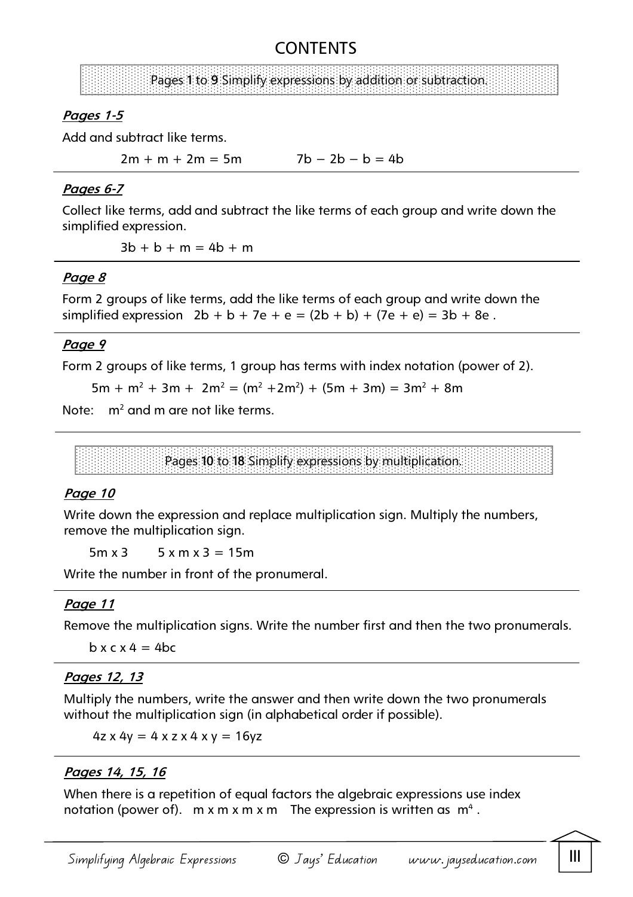# CONTENTS

**Pages 1 to 9 Simplify expressions by addition or subtraction.**

### *Pages 1-5*

Add and subtract like terms.

$2m + m + 2m = 5m$ $\quad\quad 7b - 2b - b = 4b$

---

### *Pages 6-7*

Collect like terms, add and subtract the like terms of each group and write down the simplified expression.

$3b + b + m = 4b + m$

---

### *Page 8*

Form 2 groups of like terms, add the like terms of each group and write down the simplified expression $2b + b + 7e + e = (2b + b) + (7e + e) = 3b + 8e$ .

---

### *Page 9*

Form 2 groups of like terms, 1 group has terms with index notation (power of 2).

$5m + m^2 + 3m + 2m^2 = (m^2 + 2m^2) + (5m + 3m) = 3m^2 + 8m$

Note: $m^2$ and m are not like terms.

---

**Pages 10 to 18 Simplify expressions by multiplication.**

### *Page 10*

Write down the expression and replace multiplication sign. Multiply the numbers, remove the multiplication sign.

$5m \times 3 \quad\quad 5 \times m \times 3 = 15m$

Write the number in front of the pronumeral.

---

### *Page 11*

Remove the multiplication signs. Write the number first and then the two pronumerals.

$b \times c \times 4 = 4bc$

---

### *Pages 12, 13*

Multiply the numbers, write the answer and then write down the two pronumerals without the multiplication sign (in alphabetical order if possible).

$4z \times 4y = 4 \times z \times 4 \times y = 16yz$

---

### *Pages 14, 15, 16*

When there is a repetition of equal factors the algebraic expressions use index notation (power of). $m \times m \times m \times m$ The expression is written as $m^4$ .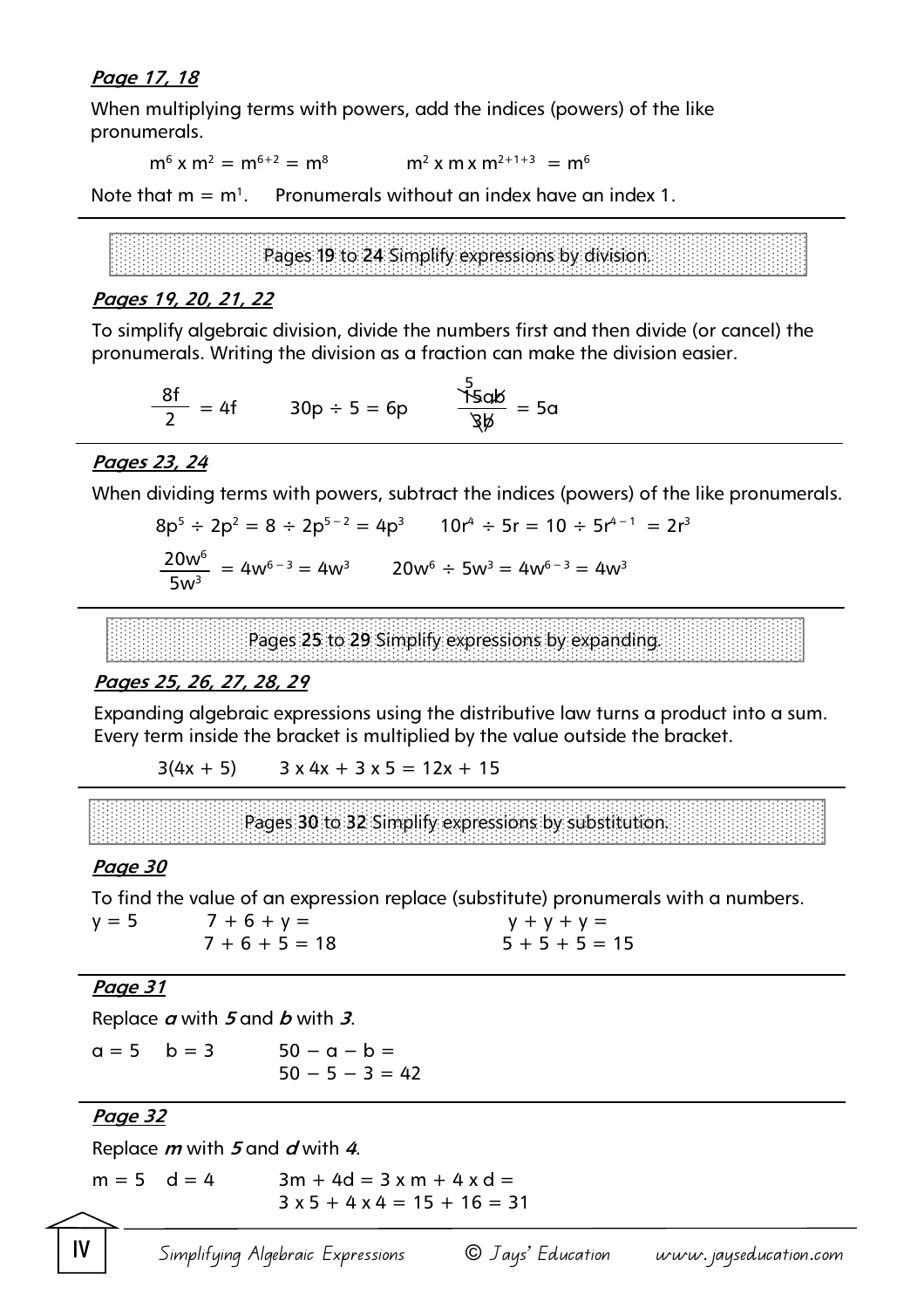***Page 17, 18***

When multiplying terms with powers, add the indices (powers) of the like pronumerals.

$m^6 \times m^2 = m^{6+2} = m^8$ $\quad\quad$ $m^2 \times m \times m^{2+1+3} = m^6$

Note that $m = m^1$. Pronumerals without an index have an index 1.

---

**Pages 19 to 24 Simplify expressions by division.**

***Pages 19, 20, 21, 22***

To simplify algebraic division, divide the numbers first and then divide (or cancel) the pronumerals. Writing the division as a fraction can make the division easier.

$\frac{8f}{2} = 4f$ $\quad\quad$ $30p \div 5 = 6p$ $\quad\quad$ $\frac{\overset{5}{\cancel{15}}a\cancel{b}}{\cancel{3}\cancel{b}} = 5a$

---

***Pages 23, 24***

When dividing terms with powers, subtract the indices (powers) of the like pronumerals.

$8p^5 \div 2p^2 = 8 \div 2p^{5-2} = 4p^3$ $\quad\quad$ $10r^4 \div 5r = 10 \div 5r^{4-1} = 2r^3$

$\frac{20w^6}{5w^3} = 4w^{6-3} = 4w^3$ $\quad\quad$ $20w^6 \div 5w^3 = 4w^{6-3} = 4w^3$

---

**Pages 25 to 29 Simplify expressions by expanding.**

***Pages 25, 26, 27, 28, 29***

Expanding algebraic expressions using the distributive law turns a product into a sum. Every term inside the bracket is multiplied by the value outside the bracket.

$3(4x + 5)$ $\quad\quad$ $3 \times 4x + 3 \times 5 = 12x + 15$

---

**Pages 30 to 32 Simplify expressions by substitution.**

***Page 30***

To find the value of an expression replace (substitute) pronumerals with a numbers.

$y = 5$ $\quad\quad$ $7 + 6 + y =$ $\quad\quad$ $y + y + y =$

$7 + 6 + 5 = 18$ $\quad\quad$ $5 + 5 + 5 = 15$

---

***Page 31***

Replace ***a*** with ***5*** and ***b*** with ***3***.

$a = 5 \quad b = 3$ $\quad\quad$ $50 - a - b =$

$50 - 5 - 3 = 42$

---

***Page 32***

Replace ***m*** with ***5*** and ***d*** with ***4***.

$m = 5 \quad d = 4$ $\quad\quad$ $3m + 4d = 3 \times m + 4 \times d =$

$3 \times 5 + 4 \times 4 = 15 + 16 = 31$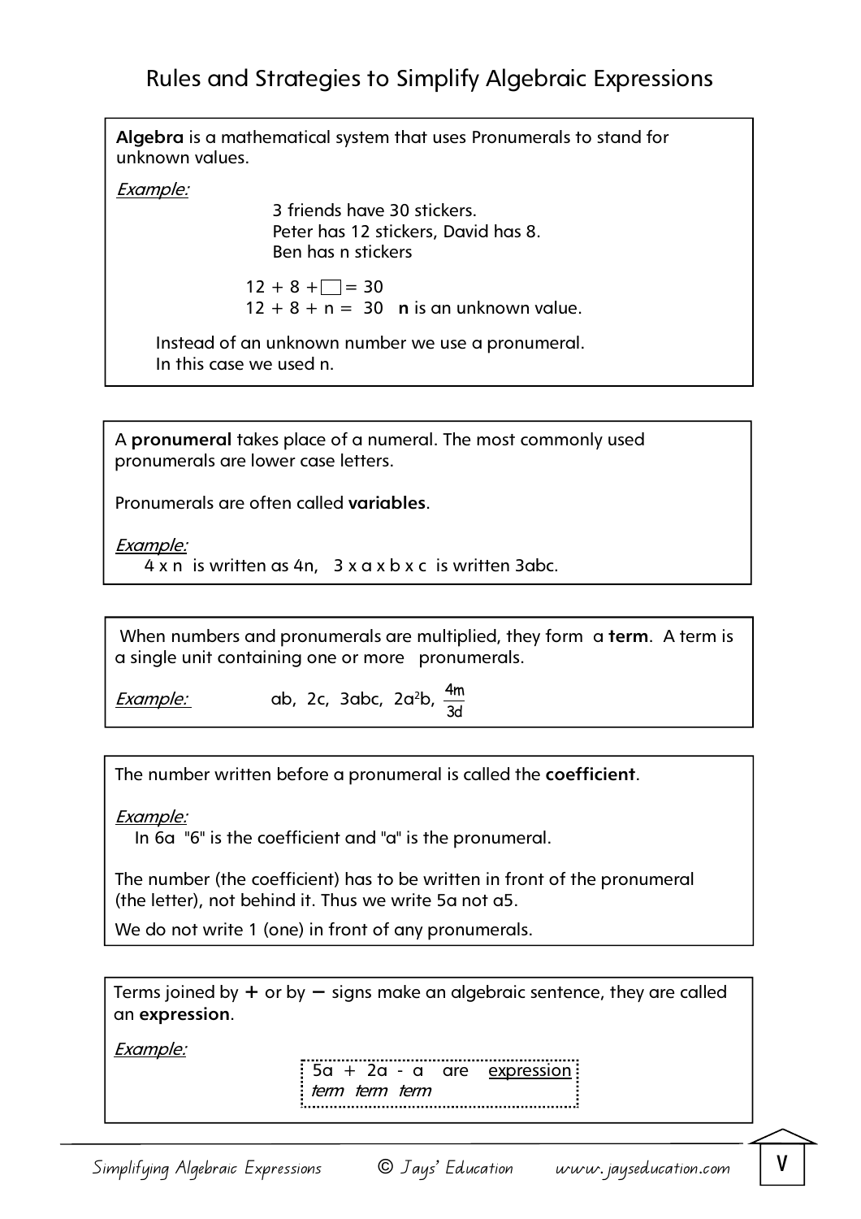# Rules and Strategies to Simplify Algebraic Expressions

**Algebra** is a mathematical system that uses Pronumerals to stand for unknown values.

*Example:*

3 friends have 30 stickers.
Peter has 12 stickers, David has 8.
Ben has n stickers

$12 + 8 + \square = 30$
$12 + 8 + n = 30$ **n** is an unknown value.

Instead of an unknown number we use a pronumeral.
In this case we used n.

A **pronumeral** takes place of a numeral. The most commonly used pronumerals are lower case letters.

Pronumerals are often called **variables**.

*Example:*
$4 \times n$ is written as $4n$, $3 \times a \times b \times c$ is written $3abc$.

When numbers and pronumerals are multiplied, they form a **term**. A term is a single unit containing one or more pronumerals.

*Example:* $ab$, $2c$, $3abc$, $2a^2b$, $\frac{4m}{3d}$

The number written before a pronumeral is called the **coefficient**.

*Example:*
In $6a$ "6" is the coefficient and "a" is the pronumeral.

The number (the coefficient) has to be written in front of the pronumeral (the letter), not behind it. Thus we write $5a$ not $a5$.

We do not write 1 (one) in front of any pronumerals.

Terms joined by + or by − signs make an algebraic sentence, they are called an **expression**.

*Example:*

$5a + 2a - a$ are <u>expression</u>
*term term term*